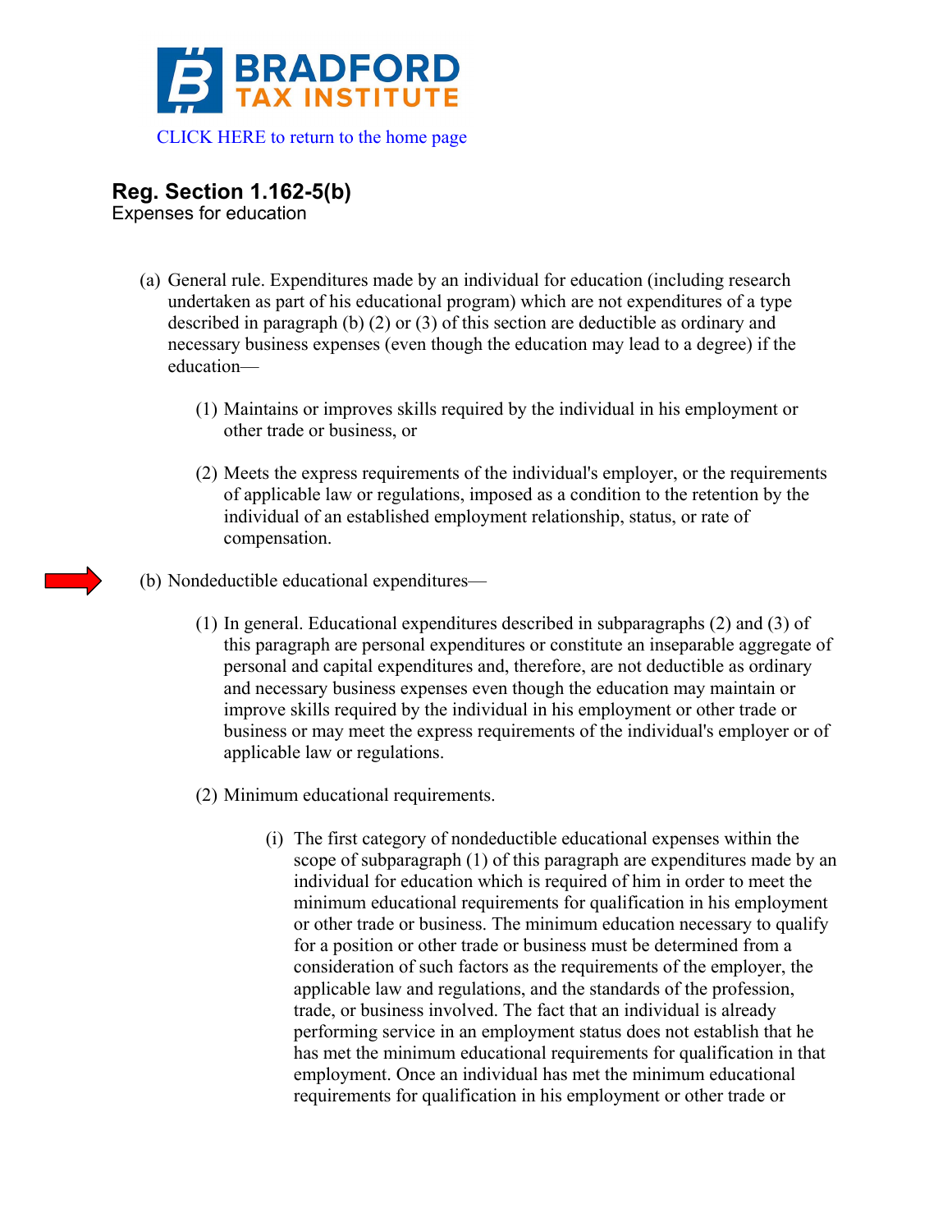# BRADFORD TAX INSTITUTE

CLICK HERE to return to the home page

## Reg. Section 1.162-5(b)

Expenses for education

(a) General rule. Expenditures made by an individual for education (including research undertaken as part of his educational program) which are not expenditures of a type described in paragraph (b) (2) or (3) of this section are deductible as ordinary and necessary business expenses (even though the education may lead to a degree) if the education—

(1) Maintains or improves skills required by the individual in his employment or other trade or business, or

(2) Meets the express requirements of the individual's employer, or the requirements of applicable law or regulations, imposed as a condition to the retention by the individual of an established employment relationship, status, or rate of compensation.

(b) Nondeductible educational expenditures—

(1) In general. Educational expenditures described in subparagraphs (2) and (3) of this paragraph are personal expenditures or constitute an inseparable aggregate of personal and capital expenditures and, therefore, are not deductible as ordinary and necessary business expenses even though the education may maintain or improve skills required by the individual in his employment or other trade or business or may meet the express requirements of the individual's employer or of applicable law or regulations.

(2) Minimum educational requirements.

(i) The first category of nondeductible educational expenses within the scope of subparagraph (1) of this paragraph are expenditures made by an individual for education which is required of him in order to meet the minimum educational requirements for qualification in his employment or other trade or business. The minimum education necessary to qualify for a position or other trade or business must be determined from a consideration of such factors as the requirements of the employer, the applicable law and regulations, and the standards of the profession, trade, or business involved. The fact that an individual is already performing service in an employment status does not establish that he has met the minimum educational requirements for qualification in that employment. Once an individual has met the minimum educational requirements for qualification in his employment or other trade or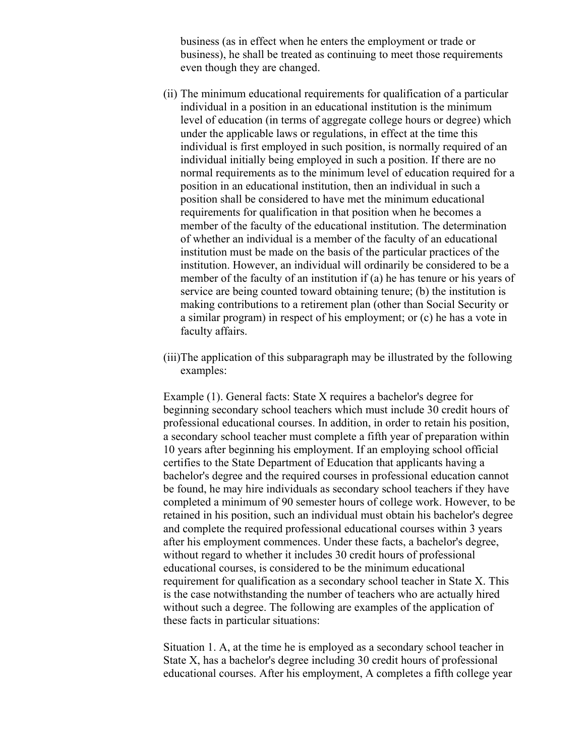business (as in effect when he enters the employment or trade or business), he shall be treated as continuing to meet those requirements even though they are changed.

(ii) The minimum educational requirements for qualification of a particular individual in a position in an educational institution is the minimum level of education (in terms of aggregate college hours or degree) which under the applicable laws or regulations, in effect at the time this individual is first employed in such position, is normally required of an individual initially being employed in such a position. If there are no normal requirements as to the minimum level of education required for a position in an educational institution, then an individual in such a position shall be considered to have met the minimum educational requirements for qualification in that position when he becomes a member of the faculty of the educational institution. The determination of whether an individual is a member of the faculty of an educational institution must be made on the basis of the particular practices of the institution. However, an individual will ordinarily be considered to be a member of the faculty of an institution if (a) he has tenure or his years of service are being counted toward obtaining tenure; (b) the institution is making contributions to a retirement plan (other than Social Security or a similar program) in respect of his employment; or (c) he has a vote in faculty affairs.

(iii) The application of this subparagraph may be illustrated by the following examples:

Example (1). General facts: State X requires a bachelor's degree for beginning secondary school teachers which must include 30 credit hours of professional educational courses. In addition, in order to retain his position, a secondary school teacher must complete a fifth year of preparation within 10 years after beginning his employment. If an employing school official certifies to the State Department of Education that applicants having a bachelor's degree and the required courses in professional education cannot be found, he may hire individuals as secondary school teachers if they have completed a minimum of 90 semester hours of college work. However, to be retained in his position, such an individual must obtain his bachelor's degree and complete the required professional educational courses within 3 years after his employment commences. Under these facts, a bachelor's degree, without regard to whether it includes 30 credit hours of professional educational courses, is considered to be the minimum educational requirement for qualification as a secondary school teacher in State X. This is the case notwithstanding the number of teachers who are actually hired without such a degree. The following are examples of the application of these facts in particular situations:

Situation 1. A, at the time he is employed as a secondary school teacher in State X, has a bachelor's degree including 30 credit hours of professional educational courses. After his employment, A completes a fifth college year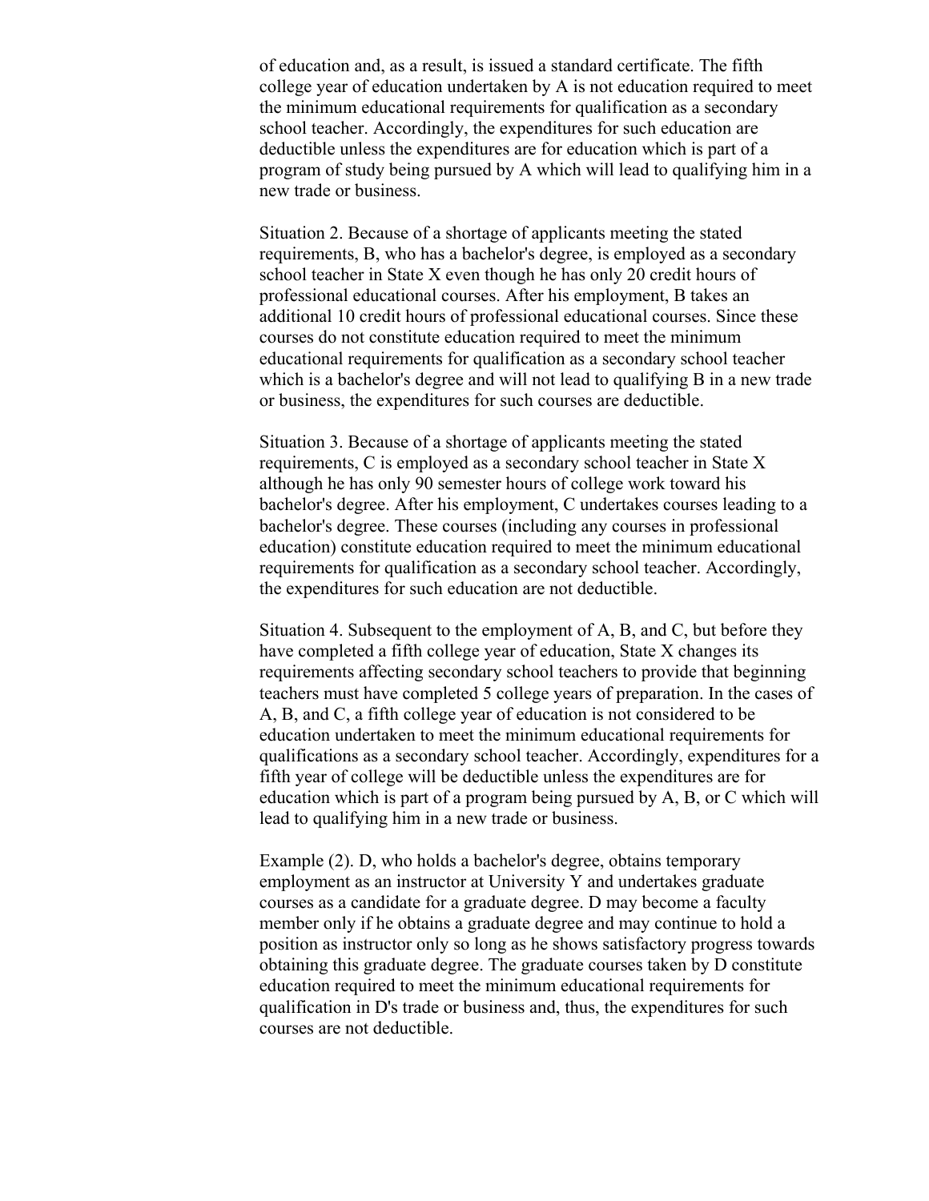of education and, as a result, is issued a standard certificate. The fifth college year of education undertaken by A is not education required to meet the minimum educational requirements for qualification as a secondary school teacher. Accordingly, the expenditures for such education are deductible unless the expenditures are for education which is part of a program of study being pursued by A which will lead to qualifying him in a new trade or business.

Situation 2. Because of a shortage of applicants meeting the stated requirements, B, who has a bachelor's degree, is employed as a secondary school teacher in State X even though he has only 20 credit hours of professional educational courses. After his employment, B takes an additional 10 credit hours of professional educational courses. Since these courses do not constitute education required to meet the minimum educational requirements for qualification as a secondary school teacher which is a bachelor's degree and will not lead to qualifying B in a new trade or business, the expenditures for such courses are deductible.

Situation 3. Because of a shortage of applicants meeting the stated requirements, C is employed as a secondary school teacher in State X although he has only 90 semester hours of college work toward his bachelor's degree. After his employment, C undertakes courses leading to a bachelor's degree. These courses (including any courses in professional education) constitute education required to meet the minimum educational requirements for qualification as a secondary school teacher. Accordingly, the expenditures for such education are not deductible.

Situation 4. Subsequent to the employment of A, B, and C, but before they have completed a fifth college year of education, State X changes its requirements affecting secondary school teachers to provide that beginning teachers must have completed 5 college years of preparation. In the cases of A, B, and C, a fifth college year of education is not considered to be education undertaken to meet the minimum educational requirements for qualifications as a secondary school teacher. Accordingly, expenditures for a fifth year of college will be deductible unless the expenditures are for education which is part of a program being pursued by A, B, or C which will lead to qualifying him in a new trade or business.

Example (2). D, who holds a bachelor's degree, obtains temporary employment as an instructor at University Y and undertakes graduate courses as a candidate for a graduate degree. D may become a faculty member only if he obtains a graduate degree and may continue to hold a position as instructor only so long as he shows satisfactory progress towards obtaining this graduate degree. The graduate courses taken by D constitute education required to meet the minimum educational requirements for qualification in D's trade or business and, thus, the expenditures for such courses are not deductible.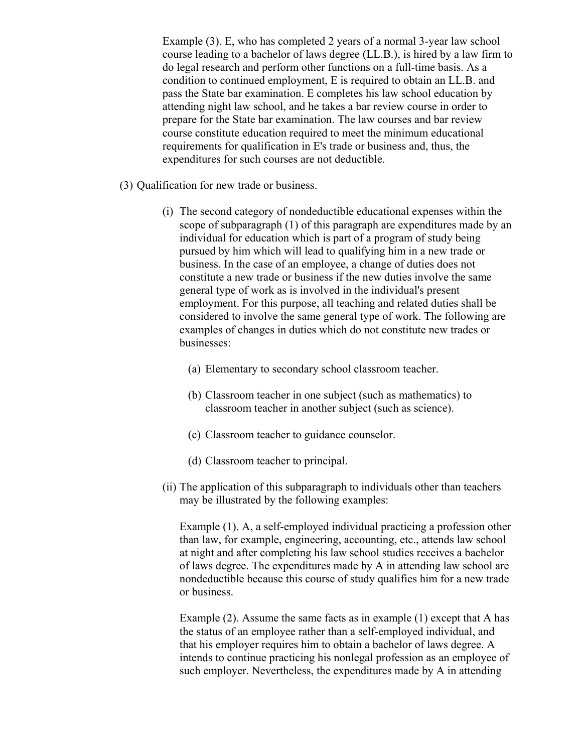Example (3). E, who has completed 2 years of a normal 3-year law school course leading to a bachelor of laws degree (LL.B.), is hired by a law firm to do legal research and perform other functions on a full-time basis. As a condition to continued employment, E is required to obtain an LL.B. and pass the State bar examination. E completes his law school education by attending night law school, and he takes a bar review course in order to prepare for the State bar examination. The law courses and bar review course constitute education required to meet the minimum educational requirements for qualification in E's trade or business and, thus, the expenditures for such courses are not deductible.

(3) Qualification for new trade or business.

(i) The second category of nondeductible educational expenses within the scope of subparagraph (1) of this paragraph are expenditures made by an individual for education which is part of a program of study being pursued by him which will lead to qualifying him in a new trade or business. In the case of an employee, a change of duties does not constitute a new trade or business if the new duties involve the same general type of work as is involved in the individual's present employment. For this purpose, all teaching and related duties shall be considered to involve the same general type of work. The following are examples of changes in duties which do not constitute new trades or businesses:

(a) Elementary to secondary school classroom teacher.

(b) Classroom teacher in one subject (such as mathematics) to classroom teacher in another subject (such as science).

(c) Classroom teacher to guidance counselor.

(d) Classroom teacher to principal.

(ii) The application of this subparagraph to individuals other than teachers may be illustrated by the following examples:

Example (1). A, a self-employed individual practicing a profession other than law, for example, engineering, accounting, etc., attends law school at night and after completing his law school studies receives a bachelor of laws degree. The expenditures made by A in attending law school are nondeductible because this course of study qualifies him for a new trade or business.

Example (2). Assume the same facts as in example (1) except that A has the status of an employee rather than a self-employed individual, and that his employer requires him to obtain a bachelor of laws degree. A intends to continue practicing his nonlegal profession as an employee of such employer. Nevertheless, the expenditures made by A in attending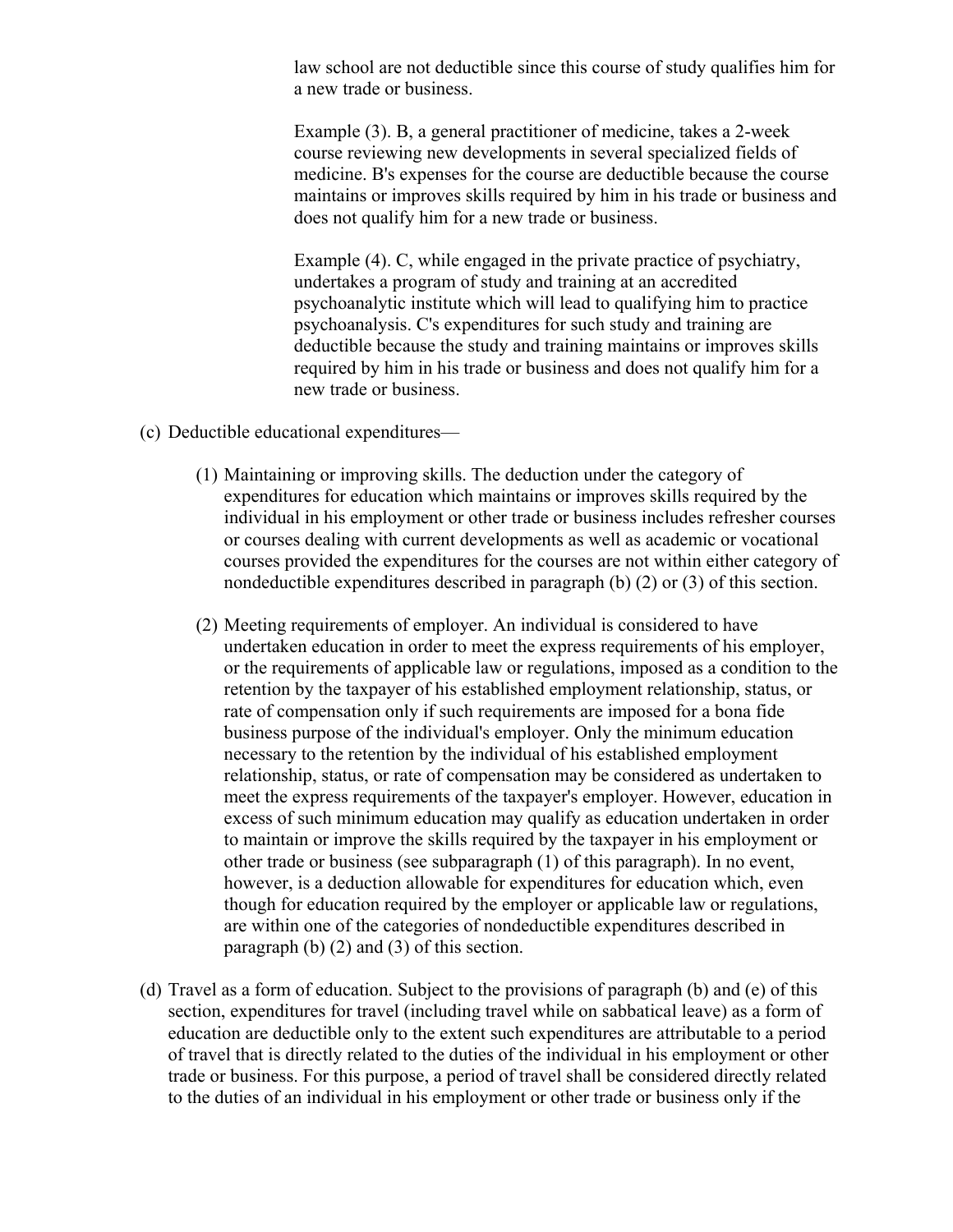law school are not deductible since this course of study qualifies him for a new trade or business.

Example (3). B, a general practitioner of medicine, takes a 2-week course reviewing new developments in several specialized fields of medicine. B's expenses for the course are deductible because the course maintains or improves skills required by him in his trade or business and does not qualify him for a new trade or business.

Example (4). C, while engaged in the private practice of psychiatry, undertakes a program of study and training at an accredited psychoanalytic institute which will lead to qualifying him to practice psychoanalysis. C's expenditures for such study and training are deductible because the study and training maintains or improves skills required by him in his trade or business and does not qualify him for a new trade or business.

(c) Deductible educational expenditures—

(1) Maintaining or improving skills. The deduction under the category of expenditures for education which maintains or improves skills required by the individual in his employment or other trade or business includes refresher courses or courses dealing with current developments as well as academic or vocational courses provided the expenditures for the courses are not within either category of nondeductible expenditures described in paragraph (b) (2) or (3) of this section.

(2) Meeting requirements of employer. An individual is considered to have undertaken education in order to meet the express requirements of his employer, or the requirements of applicable law or regulations, imposed as a condition to the retention by the taxpayer of his established employment relationship, status, or rate of compensation only if such requirements are imposed for a bona fide business purpose of the individual's employer. Only the minimum education necessary to the retention by the individual of his established employment relationship, status, or rate of compensation may be considered as undertaken to meet the express requirements of the taxpayer's employer. However, education in excess of such minimum education may qualify as education undertaken in order to maintain or improve the skills required by the taxpayer in his employment or other trade or business (see subparagraph (1) of this paragraph). In no event, however, is a deduction allowable for expenditures for education which, even though for education required by the employer or applicable law or regulations, are within one of the categories of nondeductible expenditures described in paragraph (b) (2) and (3) of this section.

(d) Travel as a form of education. Subject to the provisions of paragraph (b) and (e) of this section, expenditures for travel (including travel while on sabbatical leave) as a form of education are deductible only to the extent such expenditures are attributable to a period of travel that is directly related to the duties of the individual in his employment or other trade or business. For this purpose, a period of travel shall be considered directly related to the duties of an individual in his employment or other trade or business only if the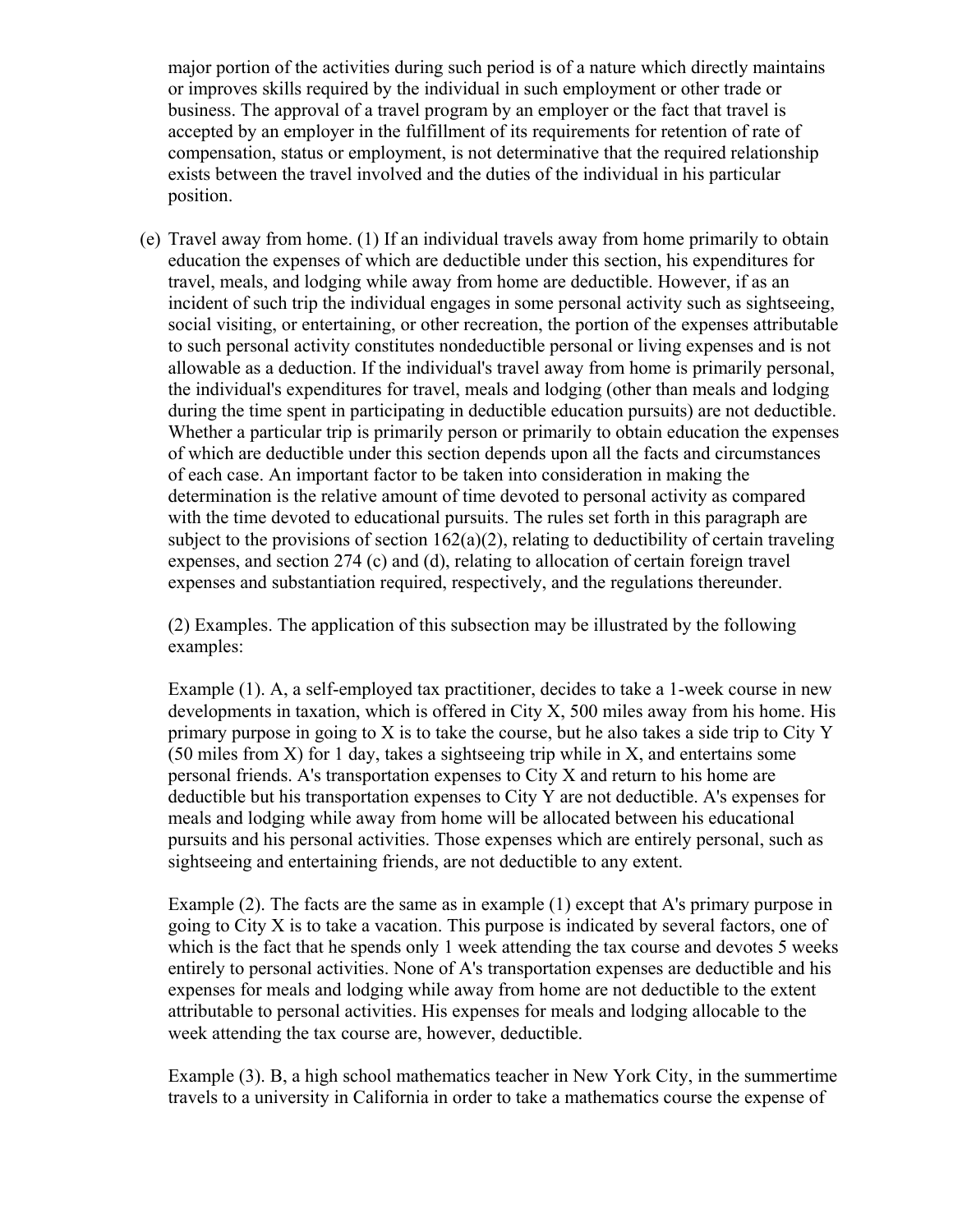major portion of the activities during such period is of a nature which directly maintains or improves skills required by the individual in such employment or other trade or business. The approval of a travel program by an employer or the fact that travel is accepted by an employer in the fulfillment of its requirements for retention of rate of compensation, status or employment, is not determinative that the required relationship exists between the travel involved and the duties of the individual in his particular position.

(e) Travel away from home. (1) If an individual travels away from home primarily to obtain education the expenses of which are deductible under this section, his expenditures for travel, meals, and lodging while away from home are deductible. However, if as an incident of such trip the individual engages in some personal activity such as sightseeing, social visiting, or entertaining, or other recreation, the portion of the expenses attributable to such personal activity constitutes nondeductible personal or living expenses and is not allowable as a deduction. If the individual's travel away from home is primarily personal, the individual's expenditures for travel, meals and lodging (other than meals and lodging during the time spent in participating in deductible education pursuits) are not deductible. Whether a particular trip is primarily person or primarily to obtain education the expenses of which are deductible under this section depends upon all the facts and circumstances of each case. An important factor to be taken into consideration in making the determination is the relative amount of time devoted to personal activity as compared with the time devoted to educational pursuits. The rules set forth in this paragraph are subject to the provisions of section 162(a)(2), relating to deductibility of certain traveling expenses, and section 274 (c) and (d), relating to allocation of certain foreign travel expenses and substantiation required, respectively, and the regulations thereunder.

(2) Examples. The application of this subsection may be illustrated by the following examples:

Example (1). A, a self-employed tax practitioner, decides to take a 1-week course in new developments in taxation, which is offered in City X, 500 miles away from his home. His primary purpose in going to X is to take the course, but he also takes a side trip to City Y (50 miles from X) for 1 day, takes a sightseeing trip while in X, and entertains some personal friends. A's transportation expenses to City X and return to his home are deductible but his transportation expenses to City Y are not deductible. A's expenses for meals and lodging while away from home will be allocated between his educational pursuits and his personal activities. Those expenses which are entirely personal, such as sightseeing and entertaining friends, are not deductible to any extent.

Example (2). The facts are the same as in example (1) except that A's primary purpose in going to City X is to take a vacation. This purpose is indicated by several factors, one of which is the fact that he spends only 1 week attending the tax course and devotes 5 weeks entirely to personal activities. None of A's transportation expenses are deductible and his expenses for meals and lodging while away from home are not deductible to the extent attributable to personal activities. His expenses for meals and lodging allocable to the week attending the tax course are, however, deductible.

Example (3). B, a high school mathematics teacher in New York City, in the summertime travels to a university in California in order to take a mathematics course the expense of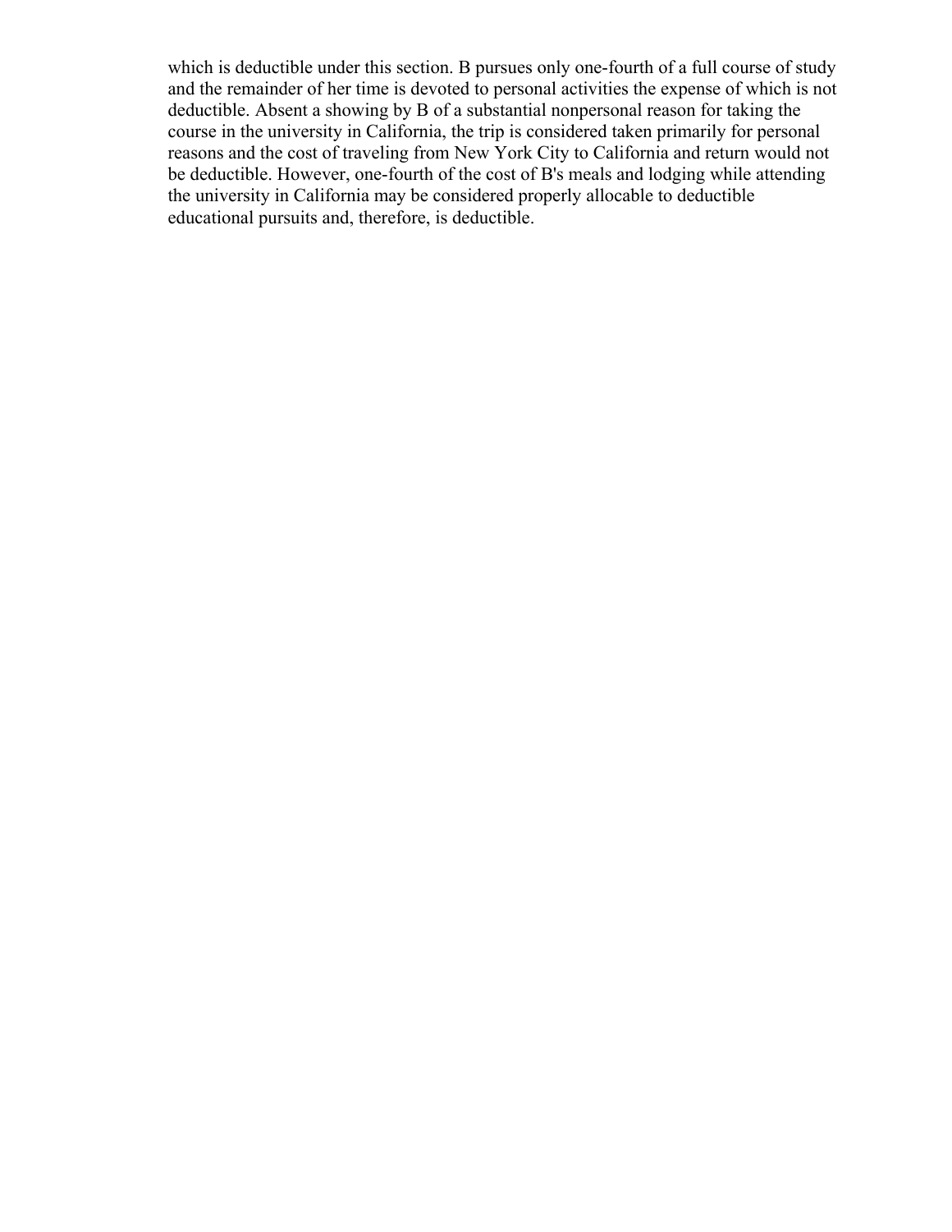which is deductible under this section. B pursues only one-fourth of a full course of study and the remainder of her time is devoted to personal activities the expense of which is not deductible. Absent a showing by B of a substantial nonpersonal reason for taking the course in the university in California, the trip is considered taken primarily for personal reasons and the cost of traveling from New York City to California and return would not be deductible. However, one-fourth of the cost of B's meals and lodging while attending the university in California may be considered properly allocable to deductible educational pursuits and, therefore, is deductible.